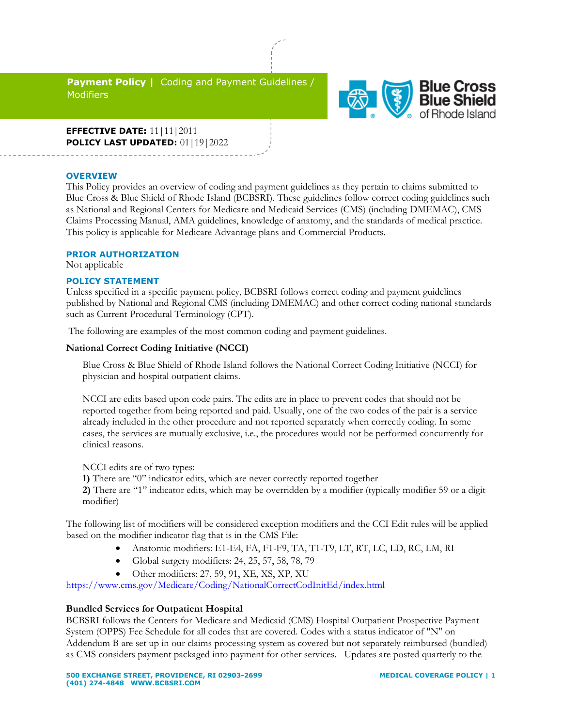**Payment Policy |** Coding and Payment Guidelines / Modifiers

**EFFECTIVE DATE:** 11|11|2011
**POLICY LAST UPDATED:** 01|19|2022

## OVERVIEW

This Policy provides an overview of coding and payment guidelines as they pertain to claims submitted to Blue Cross & Blue Shield of Rhode Island (BCBSRI). These guidelines follow correct coding guidelines such as National and Regional Centers for Medicare and Medicaid Services (CMS) (including DMEMAC), CMS Claims Processing Manual, AMA guidelines, knowledge of anatomy, and the standards of medical practice. This policy is applicable for Medicare Advantage plans and Commercial Products.

## PRIOR AUTHORIZATION

Not applicable

## POLICY STATEMENT

Unless specified in a specific payment policy, BCBSRI follows correct coding and payment guidelines published by National and Regional CMS (including DMEMAC) and other correct coding national standards such as Current Procedural Terminology (CPT).

The following are examples of the most common coding and payment guidelines.

### National Correct Coding Initiative (NCCI)

Blue Cross & Blue Shield of Rhode Island follows the National Correct Coding Initiative (NCCI) for physician and hospital outpatient claims.

NCCI are edits based upon code pairs. The edits are in place to prevent codes that should not be reported together from being reported and paid. Usually, one of the two codes of the pair is a service already included in the other procedure and not reported separately when correctly coding. In some cases, the services are mutually exclusive, i.e., the procedures would not be performed concurrently for clinical reasons.

NCCI edits are of two types:
**1)** There are "0" indicator edits, which are never correctly reported together
**2)** There are "1" indicator edits, which may be overridden by a modifier (typically modifier 59 or a digit modifier)

The following list of modifiers will be considered exception modifiers and the CCI Edit rules will be applied based on the modifier indicator flag that is in the CMS File:

- Anatomic modifiers: E1-E4, FA, F1-F9, TA, T1-T9, LT, RT, LC, LD, RC, LM, RI
- Global surgery modifiers: 24, 25, 57, 58, 78, 79
- Other modifiers: 27, 59, 91, XE, XS, XP, XU

https://www.cms.gov/Medicare/Coding/NationalCorrectCodInitEd/index.html

### Bundled Services for Outpatient Hospital

BCBSRI follows the Centers for Medicare and Medicaid (CMS) Hospital Outpatient Prospective Payment System (OPPS) Fee Schedule for all codes that are covered. Codes with a status indicator of "N" on Addendum B are set up in our claims processing system as covered but not separately reimbursed (bundled) as CMS considers payment packaged into payment for other services. Updates are posted quarterly to the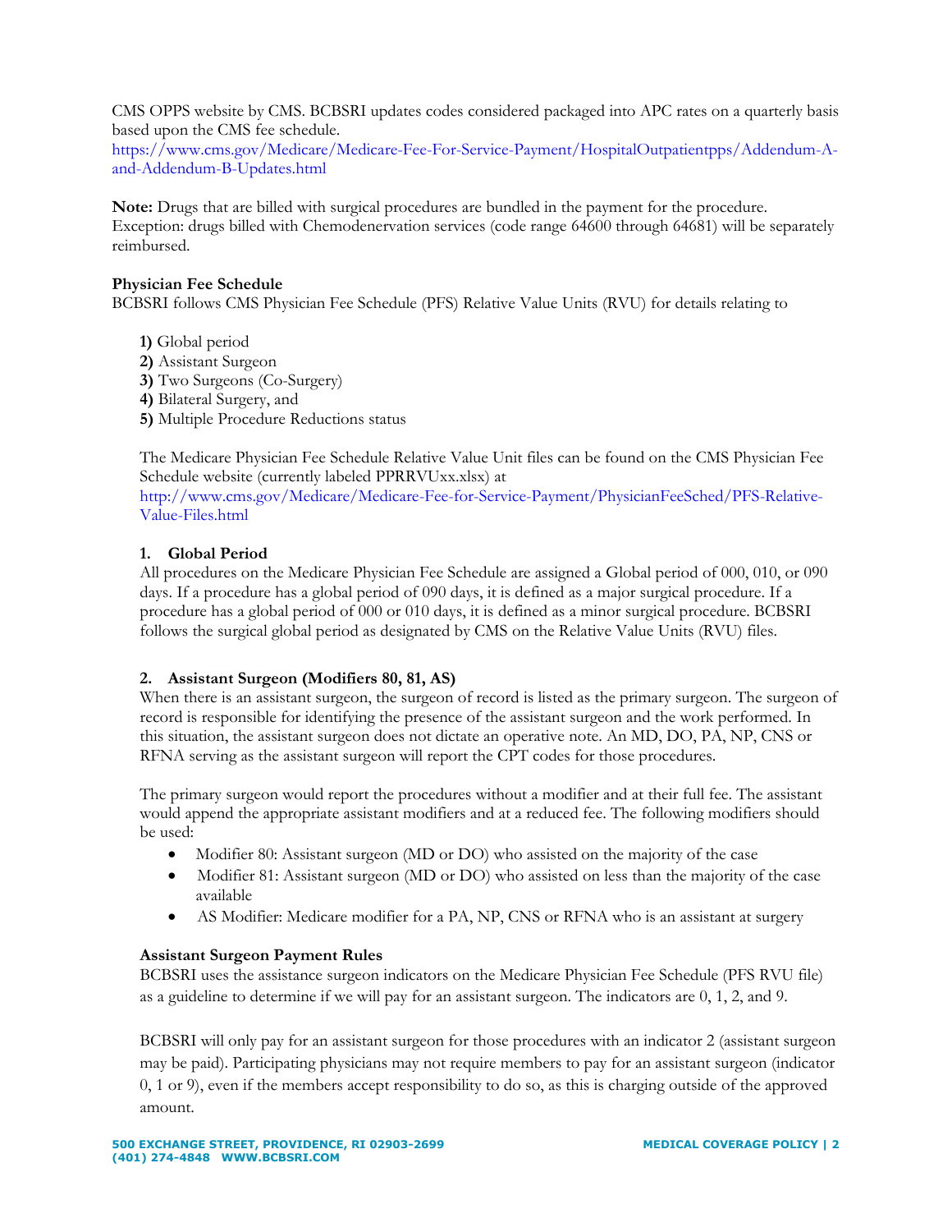CMS OPPS website by CMS. BCBSRI updates codes considered packaged into APC rates on a quarterly basis based upon the CMS fee schedule.
https://www.cms.gov/Medicare/Medicare-Fee-For-Service-Payment/HospitalOutpatientpps/Addendum-A-and-Addendum-B-Updates.html

**Note:** Drugs that are billed with surgical procedures are bundled in the payment for the procedure. Exception: drugs billed with Chemodenervation services (code range 64600 through 64681) will be separately reimbursed.

**Physician Fee Schedule**
BCBSRI follows CMS Physician Fee Schedule (PFS) Relative Value Units (RVU) for details relating to

**1)** Global period
**2)** Assistant Surgeon
**3)** Two Surgeons (Co-Surgery)
**4)** Bilateral Surgery, and
**5)** Multiple Procedure Reductions status

The Medicare Physician Fee Schedule Relative Value Unit files can be found on the CMS Physician Fee Schedule website (currently labeled PPRRVUxx.xlsx) at
http://www.cms.gov/Medicare/Medicare-Fee-for-Service-Payment/PhysicianFeeSched/PFS-Relative-Value-Files.html

**1. Global Period**
All procedures on the Medicare Physician Fee Schedule are assigned a Global period of 000, 010, or 090 days. If a procedure has a global period of 090 days, it is defined as a major surgical procedure. If a procedure has a global period of 000 or 010 days, it is defined as a minor surgical procedure. BCBSRI follows the surgical global period as designated by CMS on the Relative Value Units (RVU) files.

**2. Assistant Surgeon (Modifiers 80, 81, AS)**
When there is an assistant surgeon, the surgeon of record is listed as the primary surgeon. The surgeon of record is responsible for identifying the presence of the assistant surgeon and the work performed. In this situation, the assistant surgeon does not dictate an operative note. An MD, DO, PA, NP, CNS or RFNA serving as the assistant surgeon will report the CPT codes for those procedures.

The primary surgeon would report the procedures without a modifier and at their full fee. The assistant would append the appropriate assistant modifiers and at a reduced fee. The following modifiers should be used:

- Modifier 80: Assistant surgeon (MD or DO) who assisted on the majority of the case
- Modifier 81: Assistant surgeon (MD or DO) who assisted on less than the majority of the case available
- AS Modifier: Medicare modifier for a PA, NP, CNS or RFNA who is an assistant at surgery

**Assistant Surgeon Payment Rules**
BCBSRI uses the assistance surgeon indicators on the Medicare Physician Fee Schedule (PFS RVU file) as a guideline to determine if we will pay for an assistant surgeon. The indicators are 0, 1, 2, and 9.

BCBSRI will only pay for an assistant surgeon for those procedures with an indicator 2 (assistant surgeon may be paid). Participating physicians may not require members to pay for an assistant surgeon (indicator 0, 1 or 9), even if the members accept responsibility to do so, as this is charging outside of the approved amount.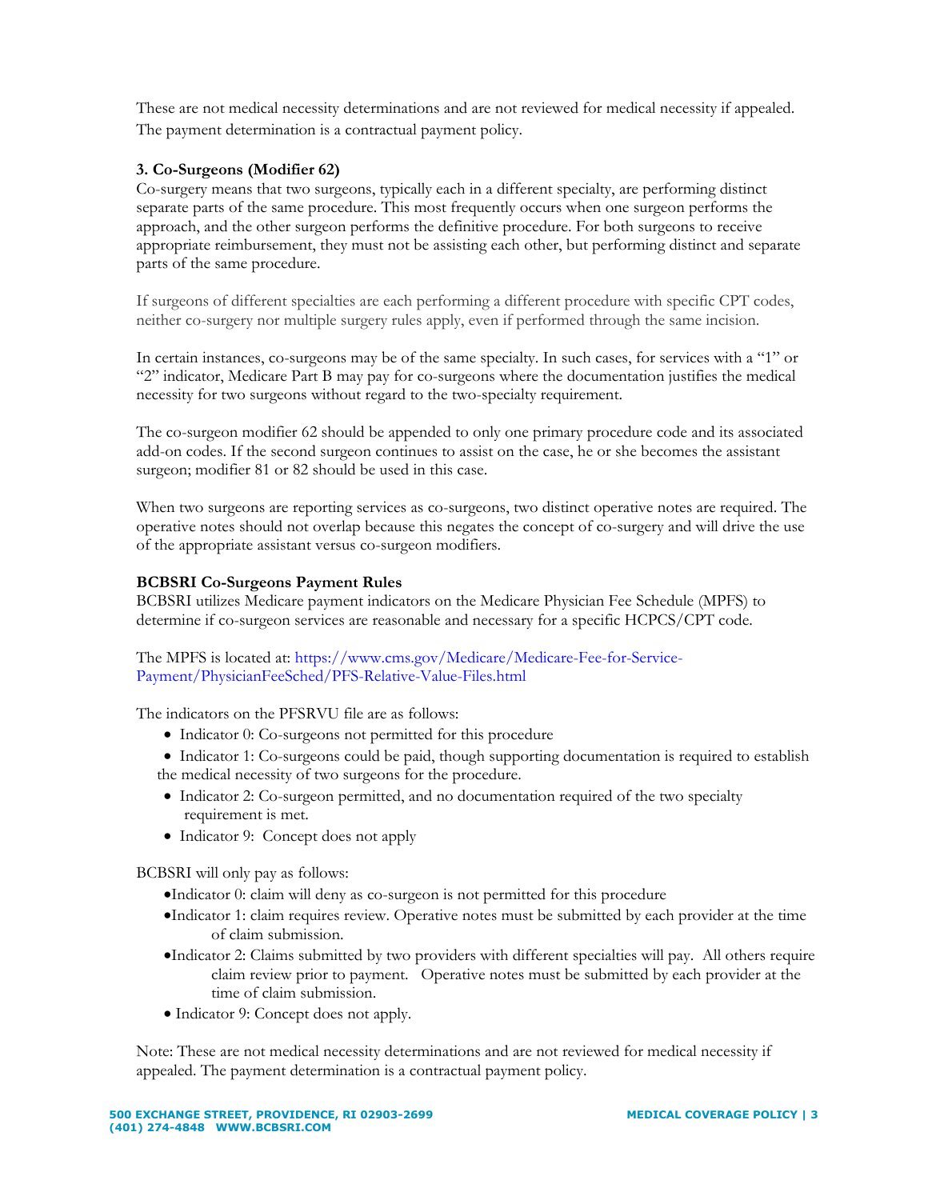These are not medical necessity determinations and are not reviewed for medical necessity if appealed. The payment determination is a contractual payment policy.

**3. Co-Surgeons (Modifier 62)**

Co-surgery means that two surgeons, typically each in a different specialty, are performing distinct separate parts of the same procedure. This most frequently occurs when one surgeon performs the approach, and the other surgeon performs the definitive procedure. For both surgeons to receive appropriate reimbursement, they must not be assisting each other, but performing distinct and separate parts of the same procedure.

If surgeons of different specialties are each performing a different procedure with specific CPT codes, neither co-surgery nor multiple surgery rules apply, even if performed through the same incision.

In certain instances, co-surgeons may be of the same specialty. In such cases, for services with a "1" or "2" indicator, Medicare Part B may pay for co-surgeons where the documentation justifies the medical necessity for two surgeons without regard to the two-specialty requirement.

The co-surgeon modifier 62 should be appended to only one primary procedure code and its associated add-on codes. If the second surgeon continues to assist on the case, he or she becomes the assistant surgeon; modifier 81 or 82 should be used in this case.

When two surgeons are reporting services as co-surgeons, two distinct operative notes are required. The operative notes should not overlap because this negates the concept of co-surgery and will drive the use of the appropriate assistant versus co-surgeon modifiers.

**BCBSRI Co-Surgeons Payment Rules**

BCBSRI utilizes Medicare payment indicators on the Medicare Physician Fee Schedule (MPFS) to determine if co-surgeon services are reasonable and necessary for a specific HCPCS/CPT code.

The MPFS is located at: https://www.cms.gov/Medicare/Medicare-Fee-for-Service-Payment/PhysicianFeeSched/PFS-Relative-Value-Files.html

The indicators on the PFSRVU file are as follows:

- Indicator 0: Co-surgeons not permitted for this procedure
- Indicator 1: Co-surgeons could be paid, though supporting documentation is required to establish the medical necessity of two surgeons for the procedure.
- Indicator 2: Co-surgeon permitted, and no documentation required of the two specialty requirement is met.
- Indicator 9: Concept does not apply

BCBSRI will only pay as follows:

- Indicator 0: claim will deny as co-surgeon is not permitted for this procedure
- Indicator 1: claim requires review. Operative notes must be submitted by each provider at the time of claim submission.
- Indicator 2: Claims submitted by two providers with different specialties will pay. All others require claim review prior to payment. Operative notes must be submitted by each provider at the time of claim submission.
- Indicator 9: Concept does not apply.

Note: These are not medical necessity determinations and are not reviewed for medical necessity if appealed. The payment determination is a contractual payment policy.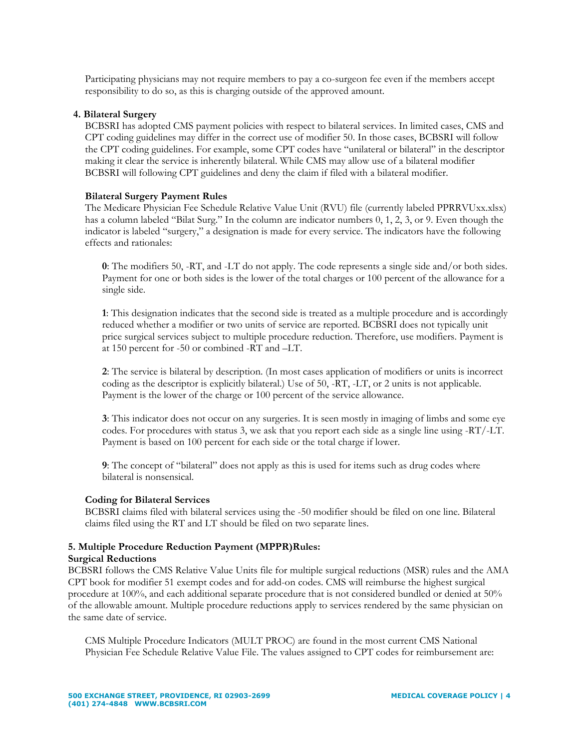Participating physicians may not require members to pay a co-surgeon fee even if the members accept responsibility to do so, as this is charging outside of the approved amount.

**4. Bilateral Surgery**

BCBSRI has adopted CMS payment policies with respect to bilateral services. In limited cases, CMS and CPT coding guidelines may differ in the correct use of modifier 50. In those cases, BCBSRI will follow the CPT coding guidelines. For example, some CPT codes have "unilateral or bilateral" in the descriptor making it clear the service is inherently bilateral. While CMS may allow use of a bilateral modifier BCBSRI will following CPT guidelines and deny the claim if filed with a bilateral modifier.

**Bilateral Surgery Payment Rules**

The Medicare Physician Fee Schedule Relative Value Unit (RVU) file (currently labeled PPRRVUxx.xlsx) has a column labeled "Bilat Surg." In the column are indicator numbers 0, 1, 2, 3, or 9. Even though the indicator is labeled "surgery," a designation is made for every service. The indicators have the following effects and rationales:

**0**: The modifiers 50, -RT, and -LT do not apply. The code represents a single side and/or both sides. Payment for one or both sides is the lower of the total charges or 100 percent of the allowance for a single side.

**1**: This designation indicates that the second side is treated as a multiple procedure and is accordingly reduced whether a modifier or two units of service are reported. BCBSRI does not typically unit price surgical services subject to multiple procedure reduction. Therefore, use modifiers. Payment is at 150 percent for -50 or combined -RT and –LT.

**2**: The service is bilateral by description. (In most cases application of modifiers or units is incorrect coding as the descriptor is explicitly bilateral.) Use of 50, -RT, -LT, or 2 units is not applicable. Payment is the lower of the charge or 100 percent of the service allowance.

**3**: This indicator does not occur on any surgeries. It is seen mostly in imaging of limbs and some eye codes. For procedures with status 3, we ask that you report each side as a single line using -RT/-LT. Payment is based on 100 percent for each side or the total charge if lower.

**9**: The concept of "bilateral" does not apply as this is used for items such as drug codes where bilateral is nonsensical.

**Coding for Bilateral Services**

BCBSRI claims filed with bilateral services using the -50 modifier should be filed on one line. Bilateral claims filed using the RT and LT should be filed on two separate lines.

**5. Multiple Procedure Reduction Payment (MPPR)Rules:**

**Surgical Reductions**

BCBSRI follows the CMS Relative Value Units file for multiple surgical reductions (MSR) rules and the AMA CPT book for modifier 51 exempt codes and for add-on codes. CMS will reimburse the highest surgical procedure at 100%, and each additional separate procedure that is not considered bundled or denied at 50% of the allowable amount. Multiple procedure reductions apply to services rendered by the same physician on the same date of service.

CMS Multiple Procedure Indicators (MULT PROC) are found in the most current CMS National Physician Fee Schedule Relative Value File. The values assigned to CPT codes for reimbursement are: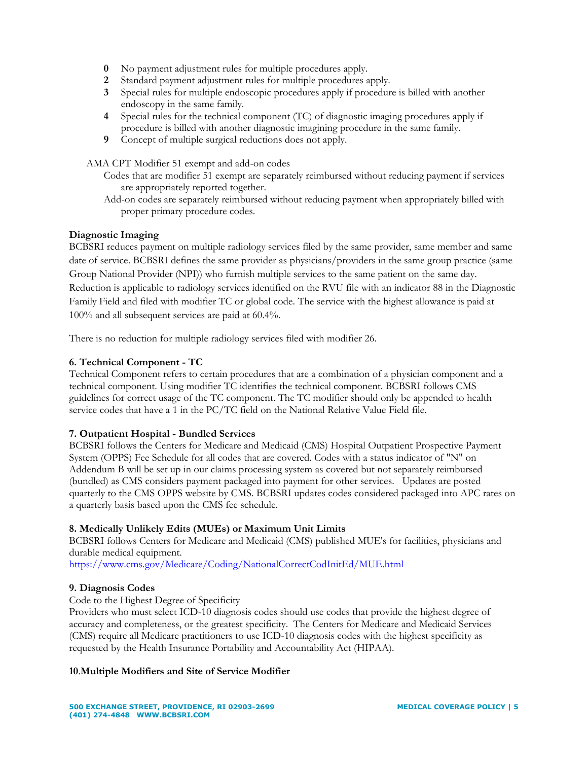- **0** No payment adjustment rules for multiple procedures apply.
- **2** Standard payment adjustment rules for multiple procedures apply.
- **3** Special rules for multiple endoscopic procedures apply if procedure is billed with another endoscopy in the same family.
- **4** Special rules for the technical component (TC) of diagnostic imaging procedures apply if procedure is billed with another diagnostic imagining procedure in the same family.
- **9** Concept of multiple surgical reductions does not apply.

AMA CPT Modifier 51 exempt and add-on codes

Codes that are modifier 51 exempt are separately reimbursed without reducing payment if services are appropriately reported together.

Add-on codes are separately reimbursed without reducing payment when appropriately billed with proper primary procedure codes.

**Diagnostic Imaging**

BCBSRI reduces payment on multiple radiology services filed by the same provider, same member and same date of service. BCBSRI defines the same provider as physicians/providers in the same group practice (same Group National Provider (NPI)) who furnish multiple services to the same patient on the same day. Reduction is applicable to radiology services identified on the RVU file with an indicator 88 in the Diagnostic Family Field and filed with modifier TC or global code. The service with the highest allowance is paid at 100% and all subsequent services are paid at 60.4%.

There is no reduction for multiple radiology services filed with modifier 26.

**6. Technical Component - TC**

Technical Component refers to certain procedures that are a combination of a physician component and a technical component. Using modifier TC identifies the technical component. BCBSRI follows CMS guidelines for correct usage of the TC component. The TC modifier should only be appended to health service codes that have a 1 in the PC/TC field on the National Relative Value Field file.

**7. Outpatient Hospital - Bundled Services**

BCBSRI follows the Centers for Medicare and Medicaid (CMS) Hospital Outpatient Prospective Payment System (OPPS) Fee Schedule for all codes that are covered. Codes with a status indicator of "N" on Addendum B will be set up in our claims processing system as covered but not separately reimbursed (bundled) as CMS considers payment packaged into payment for other services. Updates are posted quarterly to the CMS OPPS website by CMS. BCBSRI updates codes considered packaged into APC rates on a quarterly basis based upon the CMS fee schedule.

**8. Medically Unlikely Edits (MUEs) or Maximum Unit Limits**

BCBSRI follows Centers for Medicare and Medicaid (CMS) published MUE's for facilities, physicians and durable medical equipment.
https://www.cms.gov/Medicare/Coding/NationalCorrectCodInitEd/MUE.html

**9. Diagnosis Codes**

Code to the Highest Degree of Specificity

Providers who must select ICD-10 diagnosis codes should use codes that provide the highest degree of accuracy and completeness, or the greatest specificity. The Centers for Medicare and Medicaid Services (CMS) require all Medicare practitioners to use ICD-10 diagnosis codes with the highest specificity as requested by the Health Insurance Portability and Accountability Act (HIPAA).

**10.Multiple Modifiers and Site of Service Modifier**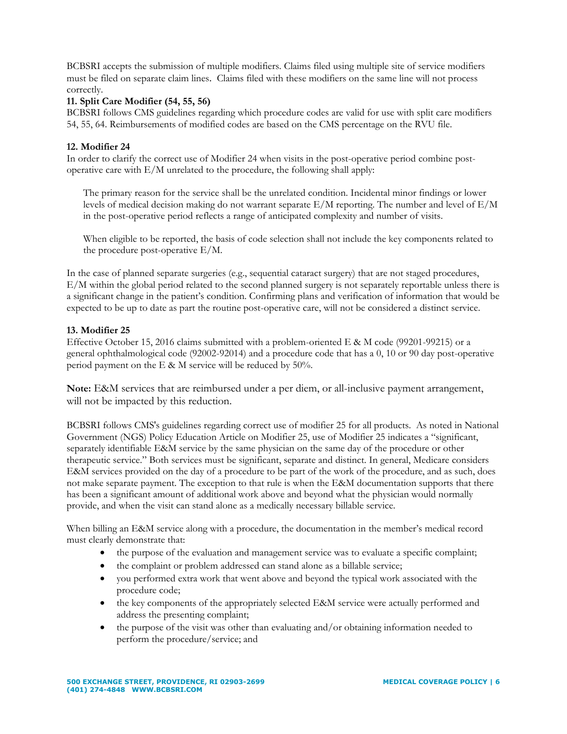BCBSRI accepts the submission of multiple modifiers. Claims filed using multiple site of service modifiers must be filed on separate claim lines. Claims filed with these modifiers on the same line will not process correctly.

**11. Split Care Modifier (54, 55, 56)**

BCBSRI follows CMS guidelines regarding which procedure codes are valid for use with split care modifiers 54, 55, 64. Reimbursements of modified codes are based on the CMS percentage on the RVU file.

**12. Modifier 24**

In order to clarify the correct use of Modifier 24 when visits in the post-operative period combine post-operative care with E/M unrelated to the procedure, the following shall apply:

> The primary reason for the service shall be the unrelated condition. Incidental minor findings or lower levels of medical decision making do not warrant separate E/M reporting. The number and level of E/M in the post-operative period reflects a range of anticipated complexity and number of visits.
>
> When eligible to be reported, the basis of code selection shall not include the key components related to the procedure post-operative E/M.

In the case of planned separate surgeries (e.g., sequential cataract surgery) that are not staged procedures, E/M within the global period related to the second planned surgery is not separately reportable unless there is a significant change in the patient's condition. Confirming plans and verification of information that would be expected to be up to date as part the routine post-operative care, will not be considered a distinct service.

**13. Modifier 25**

Effective October 15, 2016 claims submitted with a problem-oriented E & M code (99201-99215) or a general ophthalmological code (92002-92014) and a procedure code that has a 0, 10 or 90 day post-operative period payment on the E & M service will be reduced by 50%.

**Note:** E&M services that are reimbursed under a per diem, or all-inclusive payment arrangement, will not be impacted by this reduction.

BCBSRI follows CMS's guidelines regarding correct use of modifier 25 for all products. As noted in National Government (NGS) Policy Education Article on Modifier 25, use of Modifier 25 indicates a "significant, separately identifiable E&M service by the same physician on the same day of the procedure or other therapeutic service." Both services must be significant, separate and distinct. In general, Medicare considers E&M services provided on the day of a procedure to be part of the work of the procedure, and as such, does not make separate payment. The exception to that rule is when the E&M documentation supports that there has been a significant amount of additional work above and beyond what the physician would normally provide, and when the visit can stand alone as a medically necessary billable service.

When billing an E&M service along with a procedure, the documentation in the member's medical record must clearly demonstrate that:

- the purpose of the evaluation and management service was to evaluate a specific complaint;
- the complaint or problem addressed can stand alone as a billable service;
- you performed extra work that went above and beyond the typical work associated with the procedure code;
- the key components of the appropriately selected E&M service were actually performed and address the presenting complaint;
- the purpose of the visit was other than evaluating and/or obtaining information needed to perform the procedure/service; and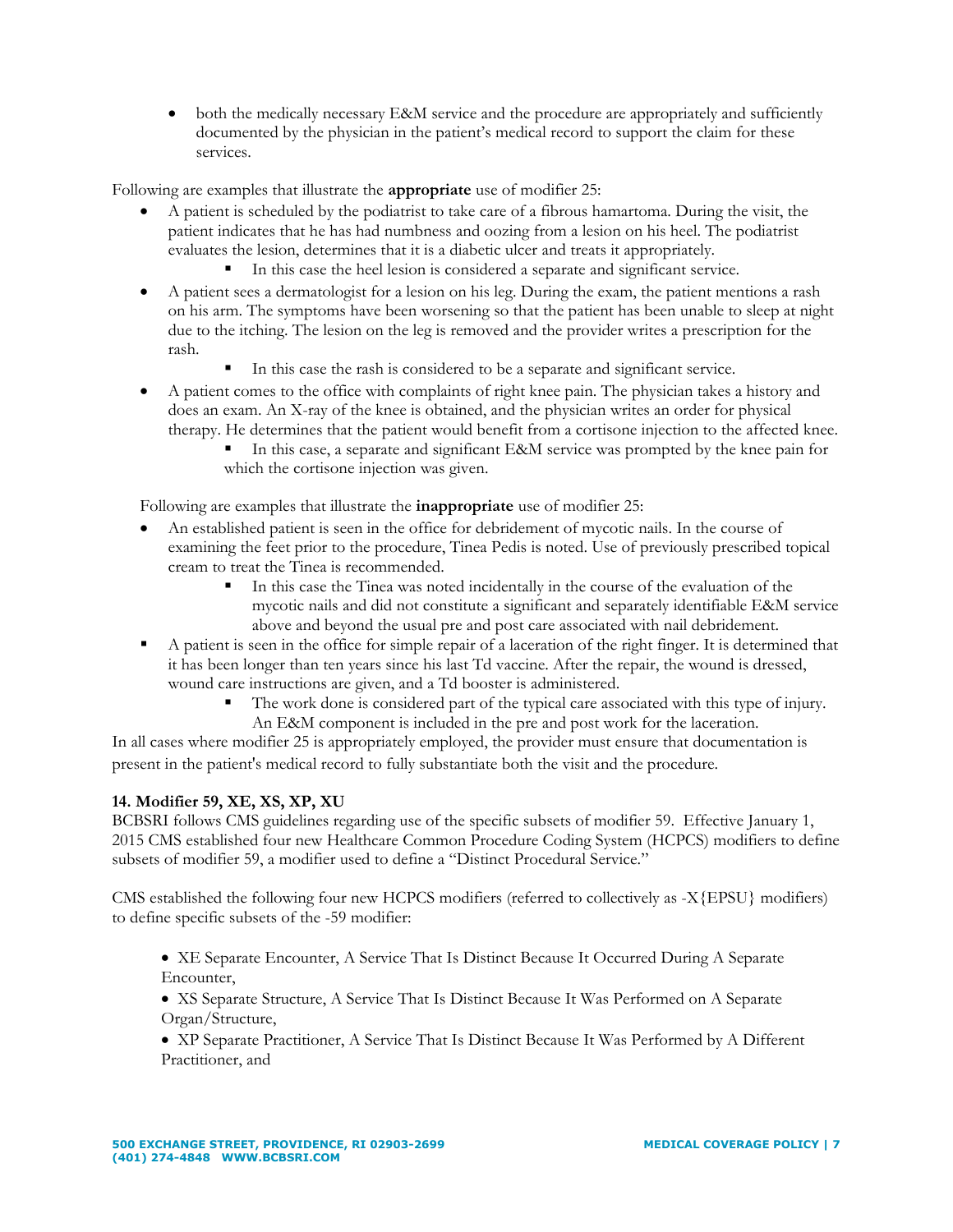- both the medically necessary E&M service and the procedure are appropriately and sufficiently documented by the physician in the patient's medical record to support the claim for these services.

Following are examples that illustrate the **appropriate** use of modifier 25:

- A patient is scheduled by the podiatrist to take care of a fibrous hamartoma. During the visit, the patient indicates that he has had numbness and oozing from a lesion on his heel. The podiatrist evaluates the lesion, determines that it is a diabetic ulcer and treats it appropriately.
    - In this case the heel lesion is considered a separate and significant service.
- A patient sees a dermatologist for a lesion on his leg. During the exam, the patient mentions a rash on his arm. The symptoms have been worsening so that the patient has been unable to sleep at night due to the itching. The lesion on the leg is removed and the provider writes a prescription for the rash.
    - In this case the rash is considered to be a separate and significant service.
- A patient comes to the office with complaints of right knee pain. The physician takes a history and does an exam. An X-ray of the knee is obtained, and the physician writes an order for physical therapy. He determines that the patient would benefit from a cortisone injection to the affected knee.
    - In this case, a separate and significant E&M service was prompted by the knee pain for which the cortisone injection was given.

Following are examples that illustrate the **inappropriate** use of modifier 25:

- An established patient is seen in the office for debridement of mycotic nails. In the course of examining the feet prior to the procedure, Tinea Pedis is noted. Use of previously prescribed topical cream to treat the Tinea is recommended.
    - In this case the Tinea was noted incidentally in the course of the evaluation of the mycotic nails and did not constitute a significant and separately identifiable E&M service above and beyond the usual pre and post care associated with nail debridement.
- A patient is seen in the office for simple repair of a laceration of the right finger. It is determined that it has been longer than ten years since his last Td vaccine. After the repair, the wound is dressed, wound care instructions are given, and a Td booster is administered.
    - The work done is considered part of the typical care associated with this type of injury. An E&M component is included in the pre and post work for the laceration.

In all cases where modifier 25 is appropriately employed, the provider must ensure that documentation is present in the patient's medical record to fully substantiate both the visit and the procedure.

**14. Modifier 59, XE, XS, XP, XU**

BCBSRI follows CMS guidelines regarding use of the specific subsets of modifier 59. Effective January 1, 2015 CMS established four new Healthcare Common Procedure Coding System (HCPCS) modifiers to define subsets of modifier 59, a modifier used to define a "Distinct Procedural Service."

CMS established the following four new HCPCS modifiers (referred to collectively as -X{EPSU} modifiers) to define specific subsets of the -59 modifier:

- XE Separate Encounter, A Service That Is Distinct Because It Occurred During A Separate Encounter,
- XS Separate Structure, A Service That Is Distinct Because It Was Performed on A Separate Organ/Structure,
- XP Separate Practitioner, A Service That Is Distinct Because It Was Performed by A Different Practitioner, and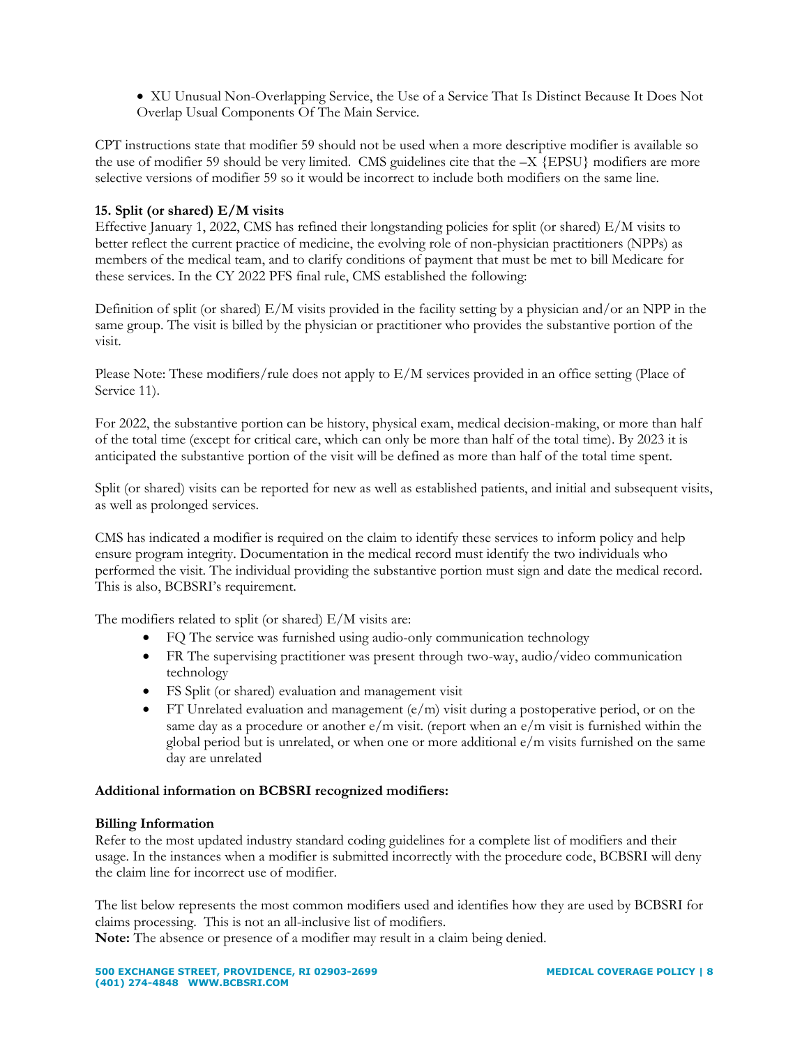- XU Unusual Non-Overlapping Service, the Use of a Service That Is Distinct Because It Does Not Overlap Usual Components Of The Main Service.

CPT instructions state that modifier 59 should not be used when a more descriptive modifier is available so the use of modifier 59 should be very limited. CMS guidelines cite that the –X {EPSU} modifiers are more selective versions of modifier 59 so it would be incorrect to include both modifiers on the same line.

**15. Split (or shared) E/M visits**

Effective January 1, 2022, CMS has refined their longstanding policies for split (or shared) E/M visits to better reflect the current practice of medicine, the evolving role of non-physician practitioners (NPPs) as members of the medical team, and to clarify conditions of payment that must be met to bill Medicare for these services. In the CY 2022 PFS final rule, CMS established the following:

Definition of split (or shared) E/M visits provided in the facility setting by a physician and/or an NPP in the same group. The visit is billed by the physician or practitioner who provides the substantive portion of the visit.

Please Note: These modifiers/rule does not apply to E/M services provided in an office setting (Place of Service 11).

For 2022, the substantive portion can be history, physical exam, medical decision-making, or more than half of the total time (except for critical care, which can only be more than half of the total time). By 2023 it is anticipated the substantive portion of the visit will be defined as more than half of the total time spent.

Split (or shared) visits can be reported for new as well as established patients, and initial and subsequent visits, as well as prolonged services.

CMS has indicated a modifier is required on the claim to identify these services to inform policy and help ensure program integrity. Documentation in the medical record must identify the two individuals who performed the visit. The individual providing the substantive portion must sign and date the medical record. This is also, BCBSRI's requirement.

The modifiers related to split (or shared) E/M visits are:

- FQ The service was furnished using audio-only communication technology
- FR The supervising practitioner was present through two-way, audio/video communication technology
- FS Split (or shared) evaluation and management visit
- FT Unrelated evaluation and management (e/m) visit during a postoperative period, or on the same day as a procedure or another e/m visit. (report when an e/m visit is furnished within the global period but is unrelated, or when one or more additional e/m visits furnished on the same day are unrelated

**Additional information on BCBSRI recognized modifiers:**

**Billing Information**

Refer to the most updated industry standard coding guidelines for a complete list of modifiers and their usage. In the instances when a modifier is submitted incorrectly with the procedure code, BCBSRI will deny the claim line for incorrect use of modifier.

The list below represents the most common modifiers used and identifies how they are used by BCBSRI for claims processing. This is not an all-inclusive list of modifiers.

**Note:** The absence or presence of a modifier may result in a claim being denied.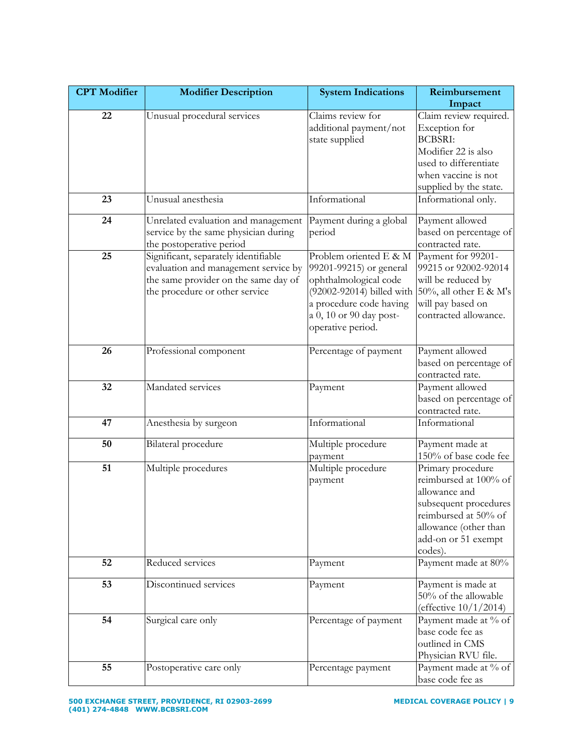| CPT Modifier | Modifier Description | System Indications | Reimbursement Impact |
|---|---|---|---|
| 22 | Unusual procedural services | Claims review for additional payment/not state supplied | Claim review required. Exception for BCBSRI: Modifier 22 is also used to differentiate when vaccine is not supplied by the state. |
| 23 | Unusual anesthesia | Informational | Informational only. |
| 24 | Unrelated evaluation and management service by the same physician during the postoperative period | Payment during a global period | Payment allowed based on percentage of contracted rate. |
| 25 | Significant, separately identifiable evaluation and management service by the same provider on the same day of the procedure or other service | Problem oriented E & M 99201-99215) or general ophthalmological code (92002-92014) billed with a procedure code having a 0, 10 or 90 day post-operative period. | Payment for 99201-99215 or 92002-92014 will be reduced by 50%, all other E & M's will pay based on contracted allowance. |
| 26 | Professional component | Percentage of payment | Payment allowed based on percentage of contracted rate. |
| 32 | Mandated services | Payment | Payment allowed based on percentage of contracted rate. |
| 47 | Anesthesia by surgeon | Informational | Informational |
| 50 | Bilateral procedure | Multiple procedure payment | Payment made at 150% of base code fee |
| 51 | Multiple procedures | Multiple procedure payment | Primary procedure reimbursed at 100% of allowance and subsequent procedures reimbursed at 50% of allowance (other than add-on or 51 exempt codes). |
| 52 | Reduced services | Payment | Payment made at 80% |
| 53 | Discontinued services | Payment | Payment is made at 50% of the allowable (effective 10/1/2014) |
| 54 | Surgical care only | Percentage of payment | Payment made at % of base code fee as outlined in CMS Physician RVU file. |
| 55 | Postoperative care only | Percentage payment | Payment made at % of base code fee as |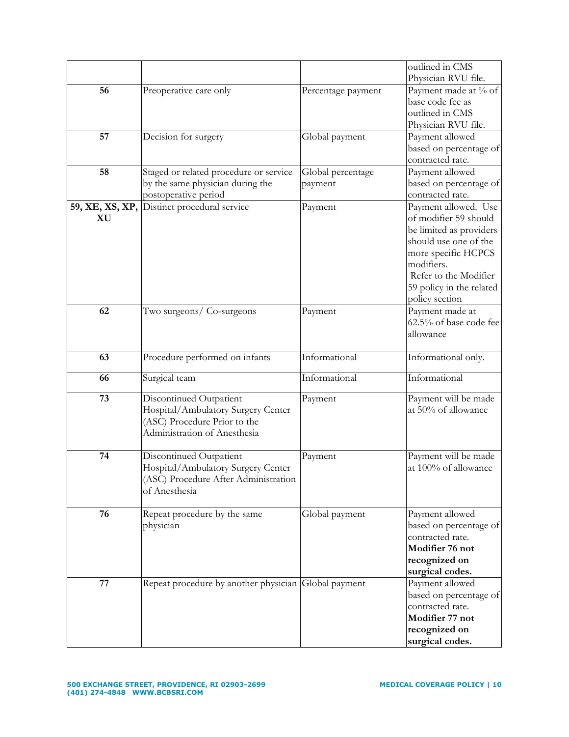| | | | |
|---|---|---|---|
| | | | outlined in CMS Physician RVU file. |
| **56** | Preoperative care only | Percentage payment | Payment made at % of base code fee as outlined in CMS Physician RVU file. |
| **57** | Decision for surgery | Global payment | Payment allowed based on percentage of contracted rate. |
| **58** | Staged or related procedure or service by the same physician during the postoperative period | Global percentage payment | Payment allowed based on percentage of contracted rate. |
| **59, XE, XS, XP, XU** | Distinct procedural service | Payment | Payment allowed. Use of modifier 59 should be limited as providers should use one of the more specific HCPCS modifiers. Refer to the Modifier 59 policy in the related policy section |
| **62** | Two surgeons/ Co-surgeons | Payment | Payment made at 62.5% of base code fee allowance |
| **63** | Procedure performed on infants | Informational | Informational only. |
| **66** | Surgical team | Informational | Informational |
| **73** | Discontinued Outpatient Hospital/Ambulatory Surgery Center (ASC) Procedure Prior to the Administration of Anesthesia | Payment | Payment will be made at 50% of allowance |
| **74** | Discontinued Outpatient Hospital/Ambulatory Surgery Center (ASC) Procedure After Administration of Anesthesia | Payment | Payment will be made at 100% of allowance |
| **76** | Repeat procedure by the same physician | Global payment | Payment allowed based on percentage of contracted rate. **Modifier 76 not recognized on surgical codes.** |
| **77** | Repeat procedure by another physician | Global payment | Payment allowed based on percentage of contracted rate. **Modifier 77 not recognized on surgical codes.** |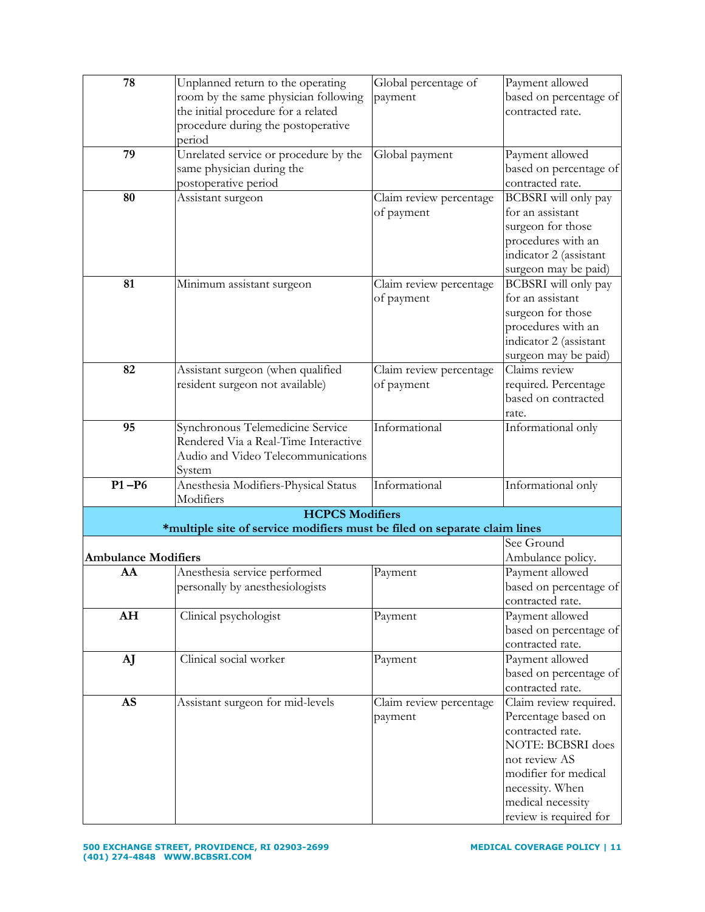| | | | |
|---|---|---|---|
| **78** | Unplanned return to the operating room by the same physician following the initial procedure for a related procedure during the postoperative period | Global percentage of payment | Payment allowed based on percentage of contracted rate. |
| **79** | Unrelated service or procedure by the same physician during the postoperative period | Global payment | Payment allowed based on percentage of contracted rate. |
| **80** | Assistant surgeon | Claim review percentage of payment | BCBSRI will only pay for an assistant surgeon for those procedures with an indicator 2 (assistant surgeon may be paid) |
| **81** | Minimum assistant surgeon | Claim review percentage of payment | BCBSRI will only pay for an assistant surgeon for those procedures with an indicator 2 (assistant surgeon may be paid) |
| **82** | Assistant surgeon (when qualified resident surgeon not available) | Claim review percentage of payment | Claims review required. Percentage based on contracted rate. |
| **95** | Synchronous Telemedicine Service Rendered Via a Real-Time Interactive Audio and Video Telecommunications System | Informational | Informational only |
| **P1 –P6** | Anesthesia Modifiers-Physical Status Modifiers | Informational | Informational only |
| **HCPCS Modifiers *multiple site of service modifiers must be filed on separate claim lines** | | | |
| **Ambulance Modifiers** | | | See Ground Ambulance policy. |
| **AA** | Anesthesia service performed personally by anesthesiologists | Payment | Payment allowed based on percentage of contracted rate. |
| **AH** | Clinical psychologist | Payment | Payment allowed based on percentage of contracted rate. |
| **AJ** | Clinical social worker | Payment | Payment allowed based on percentage of contracted rate. |
| **AS** | Assistant surgeon for mid-levels | Claim review percentage payment | Claim review required. Percentage based on contracted rate. NOTE: BCBSRI does not review AS modifier for medical necessity. When medical necessity review is required for |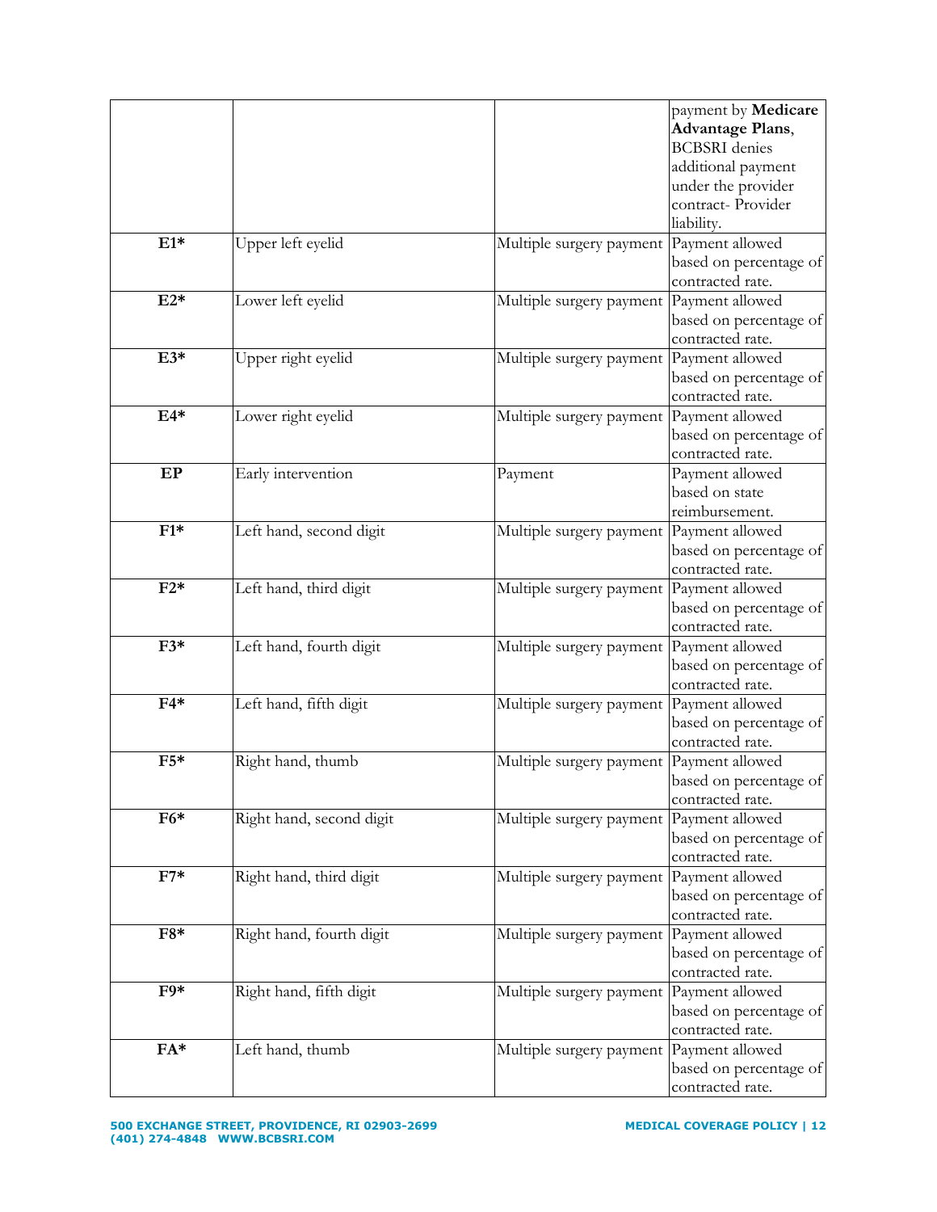| | | | |
|---|---|---|---|
| | | | payment by **Medicare Advantage Plans**, BCBSRI denies additional payment under the provider contract- Provider liability. |
| **E1*** | Upper left eyelid | Multiple surgery payment | Payment allowed based on percentage of contracted rate. |
| **E2*** | Lower left eyelid | Multiple surgery payment | Payment allowed based on percentage of contracted rate. |
| **E3*** | Upper right eyelid | Multiple surgery payment | Payment allowed based on percentage of contracted rate. |
| **E4*** | Lower right eyelid | Multiple surgery payment | Payment allowed based on percentage of contracted rate. |
| **EP** | Early intervention | Payment | Payment allowed based on state reimbursement. |
| **F1*** | Left hand, second digit | Multiple surgery payment | Payment allowed based on percentage of contracted rate. |
| **F2*** | Left hand, third digit | Multiple surgery payment | Payment allowed based on percentage of contracted rate. |
| **F3*** | Left hand, fourth digit | Multiple surgery payment | Payment allowed based on percentage of contracted rate. |
| **F4*** | Left hand, fifth digit | Multiple surgery payment | Payment allowed based on percentage of contracted rate. |
| **F5*** | Right hand, thumb | Multiple surgery payment | Payment allowed based on percentage of contracted rate. |
| **F6*** | Right hand, second digit | Multiple surgery payment | Payment allowed based on percentage of contracted rate. |
| **F7*** | Right hand, third digit | Multiple surgery payment | Payment allowed based on percentage of contracted rate. |
| **F8*** | Right hand, fourth digit | Multiple surgery payment | Payment allowed based on percentage of contracted rate. |
| **F9*** | Right hand, fifth digit | Multiple surgery payment | Payment allowed based on percentage of contracted rate. |
| **FA*** | Left hand, thumb | Multiple surgery payment | Payment allowed based on percentage of contracted rate. |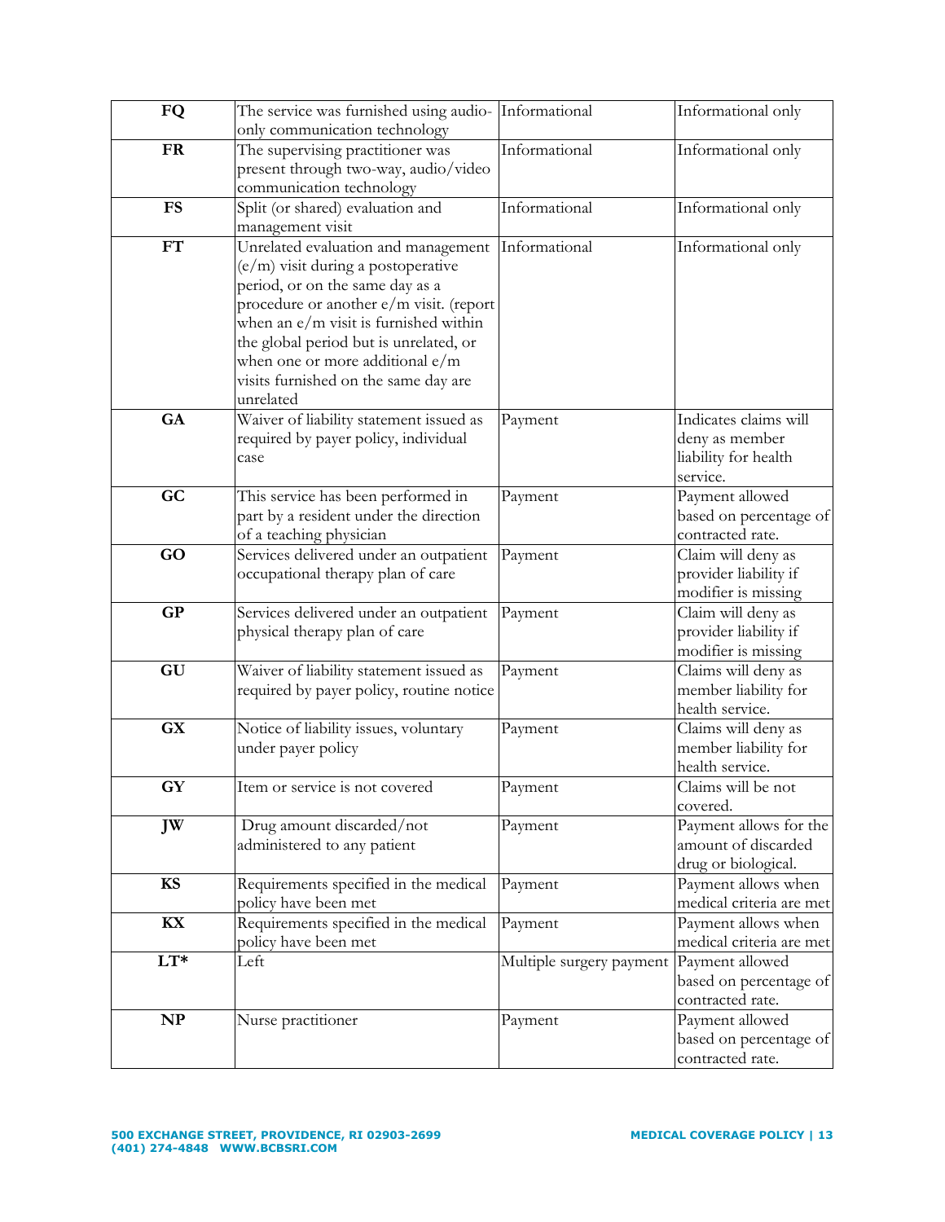| | | | |
|---|---|---|---|
| **FQ** | The service was furnished using audio-only communication technology | Informational | Informational only |
| **FR** | The supervising practitioner was present through two-way, audio/video communication technology | Informational | Informational only |
| **FS** | Split (or shared) evaluation and management visit | Informational | Informational only |
| **FT** | Unrelated evaluation and management (e/m) visit during a postoperative period, or on the same day as a procedure or another e/m visit. (report when an e/m visit is furnished within the global period but is unrelated, or when one or more additional e/m visits furnished on the same day are unrelated | Informational | Informational only |
| **GA** | Waiver of liability statement issued as required by payer policy, individual case | Payment | Indicates claims will deny as member liability for health service. |
| **GC** | This service has been performed in part by a resident under the direction of a teaching physician | Payment | Payment allowed based on percentage of contracted rate. |
| **GO** | Services delivered under an outpatient occupational therapy plan of care | Payment | Claim will deny as provider liability if modifier is missing |
| **GP** | Services delivered under an outpatient physical therapy plan of care | Payment | Claim will deny as provider liability if modifier is missing |
| **GU** | Waiver of liability statement issued as required by payer policy, routine notice | Payment | Claims will deny as member liability for health service. |
| **GX** | Notice of liability issues, voluntary under payer policy | Payment | Claims will deny as member liability for health service. |
| **GY** | Item or service is not covered | Payment | Claims will be not covered. |
| **JW** | Drug amount discarded/not administered to any patient | Payment | Payment allows for the amount of discarded drug or biological. |
| **KS** | Requirements specified in the medical policy have been met | Payment | Payment allows when medical criteria are met |
| **KX** | Requirements specified in the medical policy have been met | Payment | Payment allows when medical criteria are met |
| **LT*** | Left | Multiple surgery payment | Payment allowed based on percentage of contracted rate. |
| **NP** | Nurse practitioner | Payment | Payment allowed based on percentage of contracted rate. |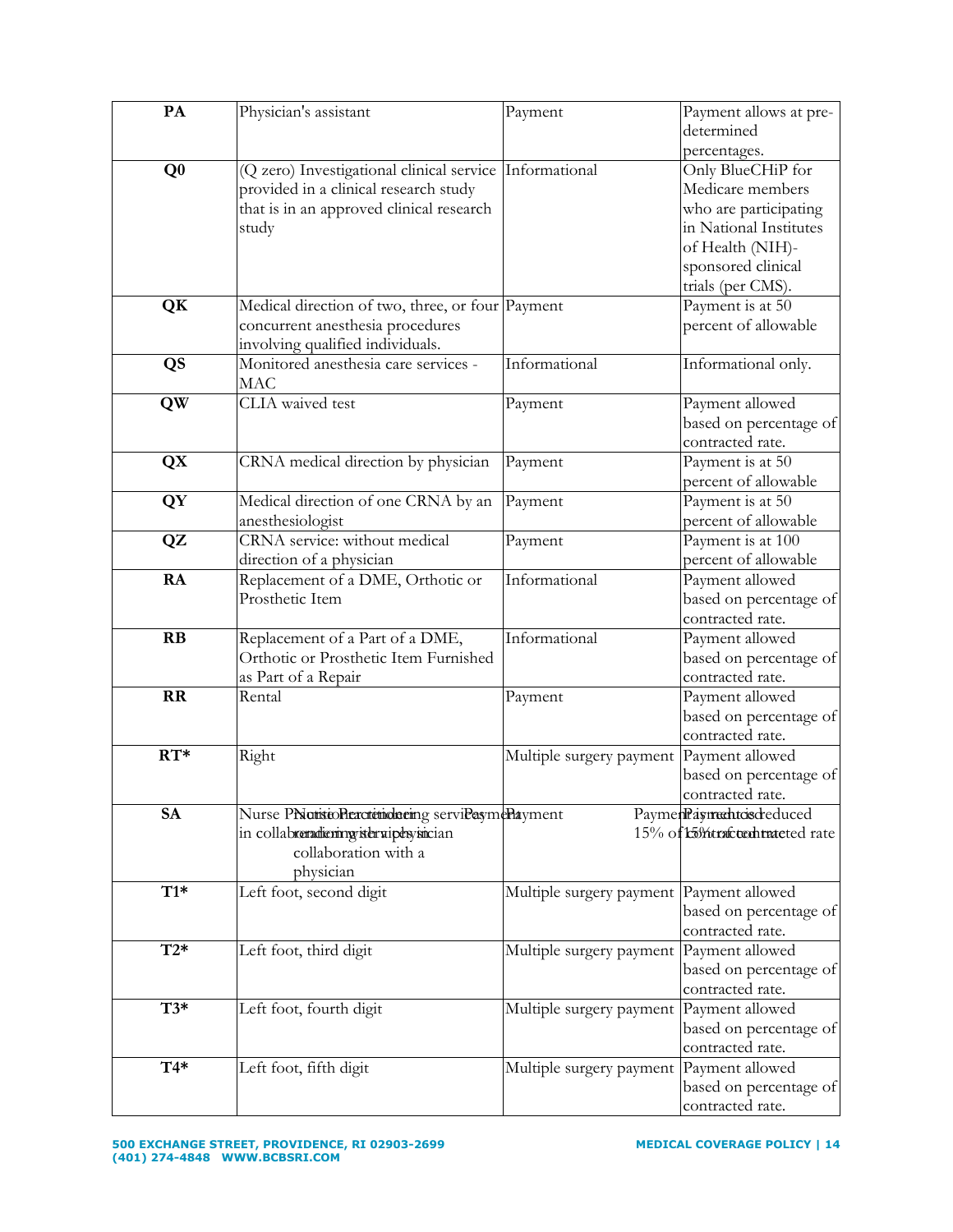| PA | Physician's assistant | Payment | Payment allows at pre-determined percentages. |
|---|---|---|---|
| Q0 | (Q zero) Investigational clinical service provided in a clinical research study that is in an approved clinical research study | Informational | Only BlueCHiP for Medicare members who are participating in National Institutes of Health (NIH)-sponsored clinical trials (per CMS). |
| QK | Medical direction of two, three, or four concurrent anesthesia procedures involving qualified individuals. | Payment | Payment is at 50 percent of allowable |
| QS | Monitored anesthesia care services - MAC | Informational | Informational only. |
| QW | CLIA waived test | Payment | Payment allowed based on percentage of contracted rate. |
| QX | CRNA medical direction by physician | Payment | Payment is at 50 percent of allowable |
| QY | Medical direction of one CRNA by an anesthesiologist | Payment | Payment is at 50 percent of allowable |
| QZ | CRNA service: without medical direction of a physician | Payment | Payment is at 100 percent of allowable |
| RA | Replacement of a DME, Orthotic or Prosthetic Item | Informational | Payment allowed based on percentage of contracted rate. |
| RB | Replacement of a Part of a DME, Orthotic or Prosthetic Item Furnished as Part of a Repair | Informational | Payment allowed based on percentage of contracted rate. |
| RR | Rental | Payment | Payment allowed based on percentage of contracted rate. |
| RT* | Right | Multiple surgery payment | Payment allowed based on percentage of contracted rate. |
| SA | Nurse Practitioner rendering service in collaboration with a physician | Payment | Payment is reduced 15% of contracted rate |
| T1* | Left foot, second digit | Multiple surgery payment | Payment allowed based on percentage of contracted rate. |
| T2* | Left foot, third digit | Multiple surgery payment | Payment allowed based on percentage of contracted rate. |
| T3* | Left foot, fourth digit | Multiple surgery payment | Payment allowed based on percentage of contracted rate. |
| T4* | Left foot, fifth digit | Multiple surgery payment | Payment allowed based on percentage of contracted rate. |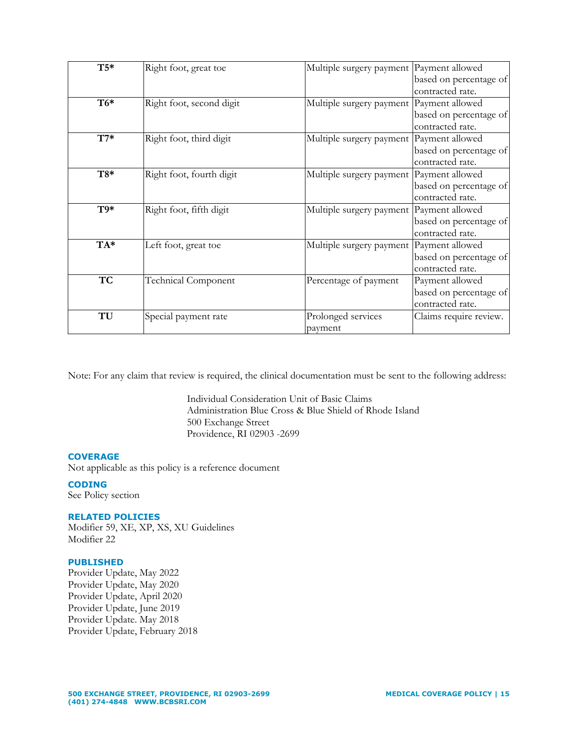| T5* | Right foot, great toe | Multiple surgery payment | Payment allowed based on percentage of contracted rate. |
|---|---|---|---|
| T6* | Right foot, second digit | Multiple surgery payment | Payment allowed based on percentage of contracted rate. |
| T7* | Right foot, third digit | Multiple surgery payment | Payment allowed based on percentage of contracted rate. |
| T8* | Right foot, fourth digit | Multiple surgery payment | Payment allowed based on percentage of contracted rate. |
| T9* | Right foot, fifth digit | Multiple surgery payment | Payment allowed based on percentage of contracted rate. |
| TA* | Left foot, great toe | Multiple surgery payment | Payment allowed based on percentage of contracted rate. |
| TC | Technical Component | Percentage of payment | Payment allowed based on percentage of contracted rate. |
| TU | Special payment rate | Prolonged services payment | Claims require review. |

Note: For any claim that review is required, the clinical documentation must be sent to the following address:

Individual Consideration Unit of Basic Claims
Administration Blue Cross & Blue Shield of Rhode Island
500 Exchange Street
Providence, RI 02903 -2699

## COVERAGE

Not applicable as this policy is a reference document

## CODING

See Policy section

## RELATED POLICIES

Modifier 59, XE, XP, XS, XU Guidelines
Modifier 22

## PUBLISHED

Provider Update, May 2022
Provider Update, May 2020
Provider Update, April 2020
Provider Update, June 2019
Provider Update. May 2018
Provider Update, February 2018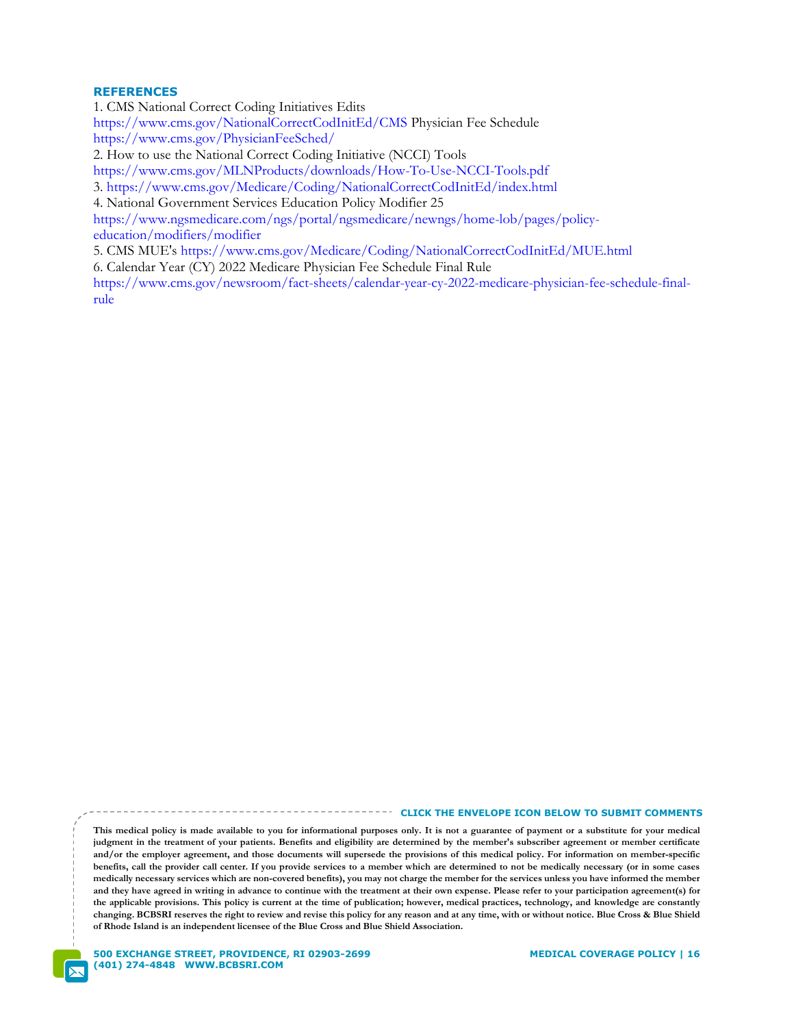## REFERENCES

1. CMS National Correct Coding Initiatives Edits https://www.cms.gov/NationalCorrectCodInitEd/CMS Physician Fee Schedule https://www.cms.gov/PhysicianFeeSched/
2. How to use the National Correct Coding Initiative (NCCI) Tools https://www.cms.gov/MLNProducts/downloads/How-To-Use-NCCI-Tools.pdf
3. https://www.cms.gov/Medicare/Coding/NationalCorrectCodInitEd/index.html
4. National Government Services Education Policy Modifier 25 https://www.ngsmedicare.com/ngs/portal/ngsmedicare/newngs/home-lob/pages/policy-education/modifiers/modifier
5. CMS MUE's https://www.cms.gov/Medicare/Coding/NationalCorrectCodInitEd/MUE.html
6. Calendar Year (CY) 2022 Medicare Physician Fee Schedule Final Rule https://www.cms.gov/newsroom/fact-sheets/calendar-year-cy-2022-medicare-physician-fee-schedule-final-rule

**CLICK THE ENVELOPE ICON BELOW TO SUBMIT COMMENTS**

**This medical policy is made available to you for informational purposes only. It is not a guarantee of payment or a substitute for your medical judgment in the treatment of your patients. Benefits and eligibility are determined by the member's subscriber agreement or member certificate and/or the employer agreement, and those documents will supersede the provisions of this medical policy. For information on member-specific benefits, call the provider call center. If you provide services to a member which are determined to not be medically necessary (or in some cases medically necessary services which are non-covered benefits), you may not charge the member for the services unless you have informed the member and they have agreed in writing in advance to continue with the treatment at their own expense. Please refer to your participation agreement(s) for the applicable provisions. This policy is current at the time of publication; however, medical practices, technology, and knowledge are constantly changing. BCBSRI reserves the right to review and revise this policy for any reason and at any time, with or without notice. Blue Cross & Blue Shield of Rhode Island is an independent licensee of the Blue Cross and Blue Shield Association.**

**500 EXCHANGE STREET, PROVIDENCE, RI 02903-2699**
**(401) 274-4848 WWW.BCBSRI.COM**